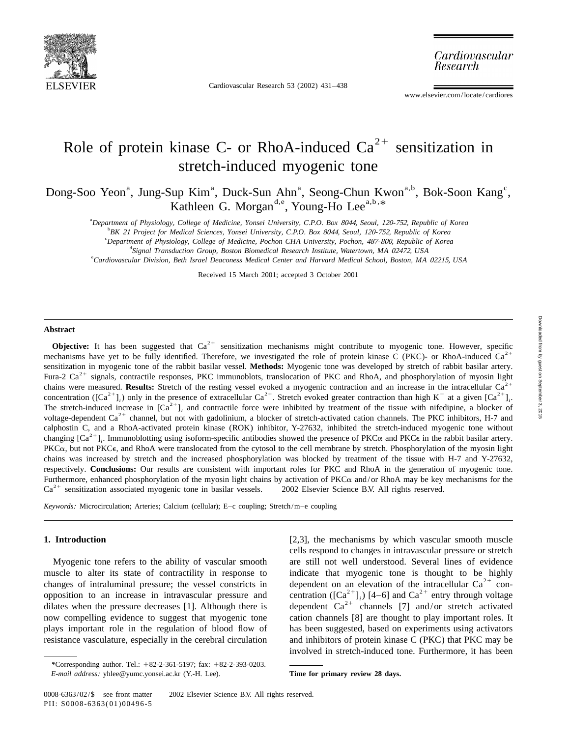# Role of protein kinase C- or RhoA-induced $Ca^{2+}$ sensitization in stretch-induced myogenic tone

Dong-Soo Yeon[a], Jung-Sup Kim[a], Duck-Sun Ahn[a], Seong-Chun Kwon[a,b], Bok-Soon Kang[c], Kathleen G. Morgan[d,e], Young-Ho Lee[a,b,*]

[a] *Department of Physiology, College of Medicine, Yonsei University, C.P.O. Box 8044, Seoul, 120-752, Republic of Korea*
[b] *BK 21 Project for Medical Sciences, Yonsei University, C.P.O. Box 8044, Seoul, 120-752, Republic of Korea*
[c] *Department of Physiology, College of Medicine, Pochon CHA University, Pochon, 487-800, Republic of Korea*
[d] *Signal Transduction Group, Boston Biomedical Research Institute, Watertown, MA 02472, USA*
[e] *Cardiovascular Division, Beth Israel Deaconess Medical Center and Harvard Medical School, Boston, MA 02215, USA*

Received 15 March 2001; accepted 3 October 2001

## Abstract

**Objective:** It has been suggested that $Ca^{2+}$ sensitization mechanisms might contribute to myogenic tone. However, specific mechanisms have yet to be fully identified. Therefore, we investigated the role of protein kinase C (PKC)- or RhoA-induced $Ca^{2+}$ sensitization in myogenic tone of the rabbit basilar vessel. **Methods:** Myogenic tone was developed by stretch of rabbit basilar artery. Fura-2 $Ca^{2+}$ signals, contractile responses, PKC immunoblots, translocation of PKC and RhoA, and phosphorylation of myosin light chains were measured. **Results:** Stretch of the resting vessel evoked a myogenic contraction and an increase in the intracellular $Ca^{2+}$ concentration ($[Ca^{2+}]_i$) only in the presence of extracellular $Ca^{2+}$. Stretch evoked greater contraction than high $K^+$ at a given $[Ca^{2+}]_i$. The stretch-induced increase in $[Ca^{2+}]_i$ and contractile force were inhibited by treatment of the tissue with nifedipine, a blocker of voltage-dependent $Ca^{2+}$ channel, but not with gadolinium, a blocker of stretch-activated cation channels. The PKC inhibitors, H-7 and calphostin C, and a RhoA-activated protein kinase (ROK) inhibitor, Y-27632, inhibited the stretch-induced myogenic tone without changing $[Ca^{2+}]_i$. Immunoblotting using isoform-specific antibodies showed the presence of PKCα and PKCϵ in the rabbit basilar artery. PKCα, but not PKCϵ, and RhoA were translocated from the cytosol to the cell membrane by stretch. Phosphorylation of the myosin light chains was increased by stretch and the increased phosphorylation was blocked by treatment of the tissue with H-7 and Y-27632, respectively. **Conclusions:** Our results are consistent with important roles for PKC and RhoA in the generation of myogenic tone. Furthermore, enhanced phosphorylation of the myosin light chains by activation of PKCα and/or RhoA may be key mechanisms for the $Ca^{2+}$ sensitization associated myogenic tone in basilar vessels. © 2002 Elsevier Science B.V. All rights reserved.

*Keywords:* Microcirculation; Arteries; Calcium (cellular); E–c coupling; Stretch/m–e coupling

## 1. Introduction

Myogenic tone refers to the ability of vascular smooth muscle to alter its state of contractility in response to changes of intraluminal pressure; the vessel constricts in opposition to an increase in intravascular pressure and dilates when the pressure decreases [1]. Although there is now compelling evidence to suggest that myogenic tone plays important role in the regulation of blood flow of resistance vasculature, especially in the cerebral circulation [2,3], the mechanisms by which vascular smooth muscle cells respond to changes in intravascular pressure or stretch are still not well understood. Several lines of evidence indicate that myogenic tone is thought to be highly dependent on an elevation of the intracellular $Ca^{2+}$ concentration ($[Ca^{2+}]_i$) [4–6] and $Ca^{2+}$ entry through voltage dependent $Ca^{2+}$ channels [7] and/or stretch activated cation channels [8] are thought to play important roles. It has been suggested, based on experiments using activators and inhibitors of protein kinase C (PKC) that PKC may be involved in stretch-induced tone. Furthermore, it has been

*Corresponding author. Tel.: +82-2-361-5197; fax: +82-2-393-0203.
*E-mail address:* yhlee@yumc.yonsei.ac.kr (Y.-H. Lee).

**Time for primary review 28 days.**

0008-6363/02/$ – see front matter © 2002 Elsevier Science B.V. All rights reserved.
PII: S0008-6363(01)00496-5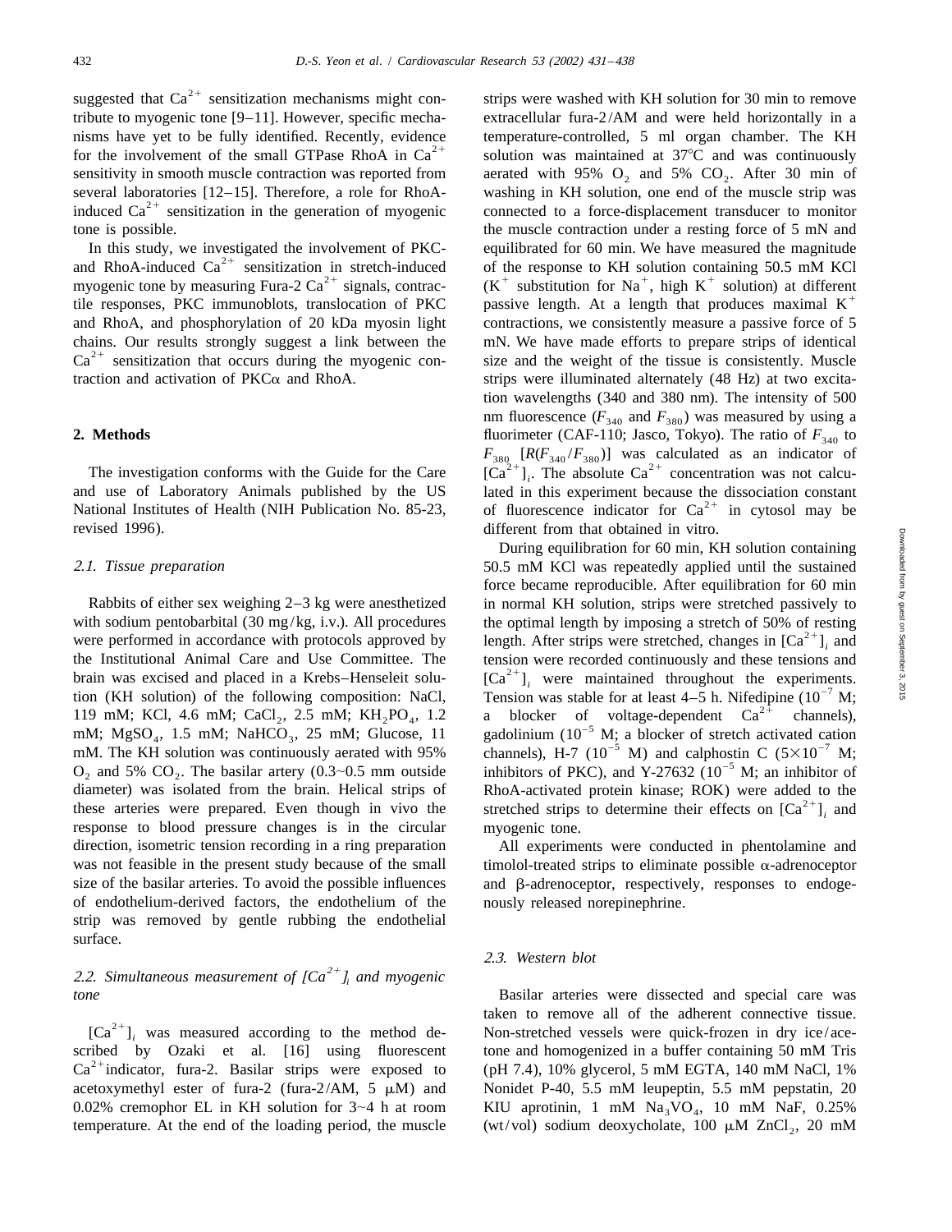suggested that $Ca^{2+}$ sensitization mechanisms might contribute to myogenic tone [9–11]. However, specific mechanisms have yet to be fully identified. Recently, evidence for the involvement of the small GTPase RhoA in $Ca^{2+}$ sensitivity in smooth muscle contraction was reported from several laboratories [12–15]. Therefore, a role for RhoA-induced $Ca^{2+}$ sensitization in the generation of myogenic tone is possible.

In this study, we investigated the involvement of PKC- and RhoA-induced $Ca^{2+}$ sensitization in stretch-induced myogenic tone by measuring Fura-2 $Ca^{2+}$ signals, contractile responses, PKC immunoblots, translocation of PKC and RhoA, and phosphorylation of 20 kDa myosin light chains. Our results strongly suggest a link between the $Ca^{2+}$ sensitization that occurs during the myogenic contraction and activation of PKCα and RhoA.

## 2. Methods

The investigation conforms with the Guide for the Care and use of Laboratory Animals published by the US National Institutes of Health (NIH Publication No. 85-23, revised 1996).

### 2.1. Tissue preparation

Rabbits of either sex weighing 2–3 kg were anesthetized with sodium pentobarbital (30 mg/kg, i.v.). All procedures were performed in accordance with protocols approved by the Institutional Animal Care and Use Committee. The brain was excised and placed in a Krebs–Henseleit solution (KH solution) of the following composition: NaCl, 119 mM; KCl, 4.6 mM; $CaCl_2$, 2.5 mM; $KH_2PO_4$, 1.2 mM; $MgSO_4$, 1.5 mM; $NaHCO_3$, 25 mM; Glucose, 11 mM. The KH solution was continuously aerated with 95% $O_2$ and 5% $CO_2$. The basilar artery (0.3~0.5 mm outside diameter) was isolated from the brain. Helical strips of these arteries were prepared. Even though in vivo the response to blood pressure changes is in the circular direction, isometric tension recording in a ring preparation was not feasible in the present study because of the small size of the basilar arteries. To avoid the possible influences of endothelium-derived factors, the endothelium of the strip was removed by gentle rubbing the endothelial surface.

### 2.2. Simultaneous measurement of $[Ca^{2+}]_i$ and myogenic tone

$[Ca^{2+}]_i$ was measured according to the method described by Ozaki et al. [16] using fluorescent $Ca^{2+}$indicator, fura-2. Basilar strips were exposed to acetoxymethyl ester of fura-2 (fura-2/AM, 5 μM) and 0.02% cremophor EL in KH solution for 3~4 h at room temperature. At the end of the loading period, the muscle strips were washed with KH solution for 30 min to remove extracellular fura-2/AM and were held horizontally in a temperature-controlled, 5 ml organ chamber. The KH solution was maintained at 37°C and was continuously aerated with 95% $O_2$ and 5% $CO_2$. After 30 min of washing in KH solution, one end of the muscle strip was connected to a force-displacement transducer to monitor the muscle contraction under a resting force of 5 mN and equilibrated for 60 min. We have measured the magnitude of the response to KH solution containing 50.5 mM KCl ($K^+$ substitution for $Na^+$, high $K^+$ solution) at different passive length. At a length that produces maximal $K^+$ contractions, we consistently measure a passive force of 5 mN. We have made efforts to prepare strips of identical size and the weight of the tissue is consistently. Muscle strips were illuminated alternately (48 Hz) at two excitation wavelengths (340 and 380 nm). The intensity of 500 nm fluorescence ($F_{340}$ and $F_{380}$) was measured by using a fluorimeter (CAF-110; Jasco, Tokyo). The ratio of $F_{340}$ to $F_{380}$ [$R(F_{340}/F_{380})$] was calculated as an indicator of $[Ca^{2+}]_i$. The absolute $Ca^{2+}$ concentration was not calculated in this experiment because the dissociation constant of fluorescence indicator for $Ca^{2+}$ in cytosol may be different from that obtained in vitro.

During equilibration for 60 min, KH solution containing 50.5 mM KCl was repeatedly applied until the sustained force became reproducible. After equilibration for 60 min in normal KH solution, strips were stretched passively to the optimal length by imposing a stretch of 50% of resting length. After strips were stretched, changes in $[Ca^{2+}]_i$ and tension were recorded continuously and these tensions and $[Ca^{2+}]_i$ were maintained throughout the experiments. Tension was stable for at least 4–5 h. Nifedipine ($10^{-7}$ M; a blocker of voltage-dependent $Ca^{2+}$ channels), gadolinium ($10^{-5}$ M; a blocker of stretch activated cation channels), H-7 ($10^{-5}$ M) and calphostin C ($5\times10^{-7}$ M; inhibitors of PKC), and Y-27632 ($10^{-5}$ M; an inhibitor of RhoA-activated protein kinase; ROK) were added to the stretched strips to determine their effects on $[Ca^{2+}]_i$ and myogenic tone.

All experiments were conducted in phentolamine and timolol-treated strips to eliminate possible α-adrenoceptor and β-adrenoceptor, respectively, responses to endogenously released norepinephrine.

### 2.3. Western blot

Basilar arteries were dissected and special care was taken to remove all of the adherent connective tissue. Non-stretched vessels were quick-frozen in dry ice/acetone and homogenized in a buffer containing 50 mM Tris (pH 7.4), 10% glycerol, 5 mM EGTA, 140 mM NaCl, 1% Nonidet P-40, 5.5 mM leupeptin, 5.5 mM pepstatin, 20 KIU aprotinin, 1 mM $Na_3VO_4$, 10 mM NaF, 0.25% (wt/vol) sodium deoxycholate, 100 μM $ZnCl_2$, 20 mM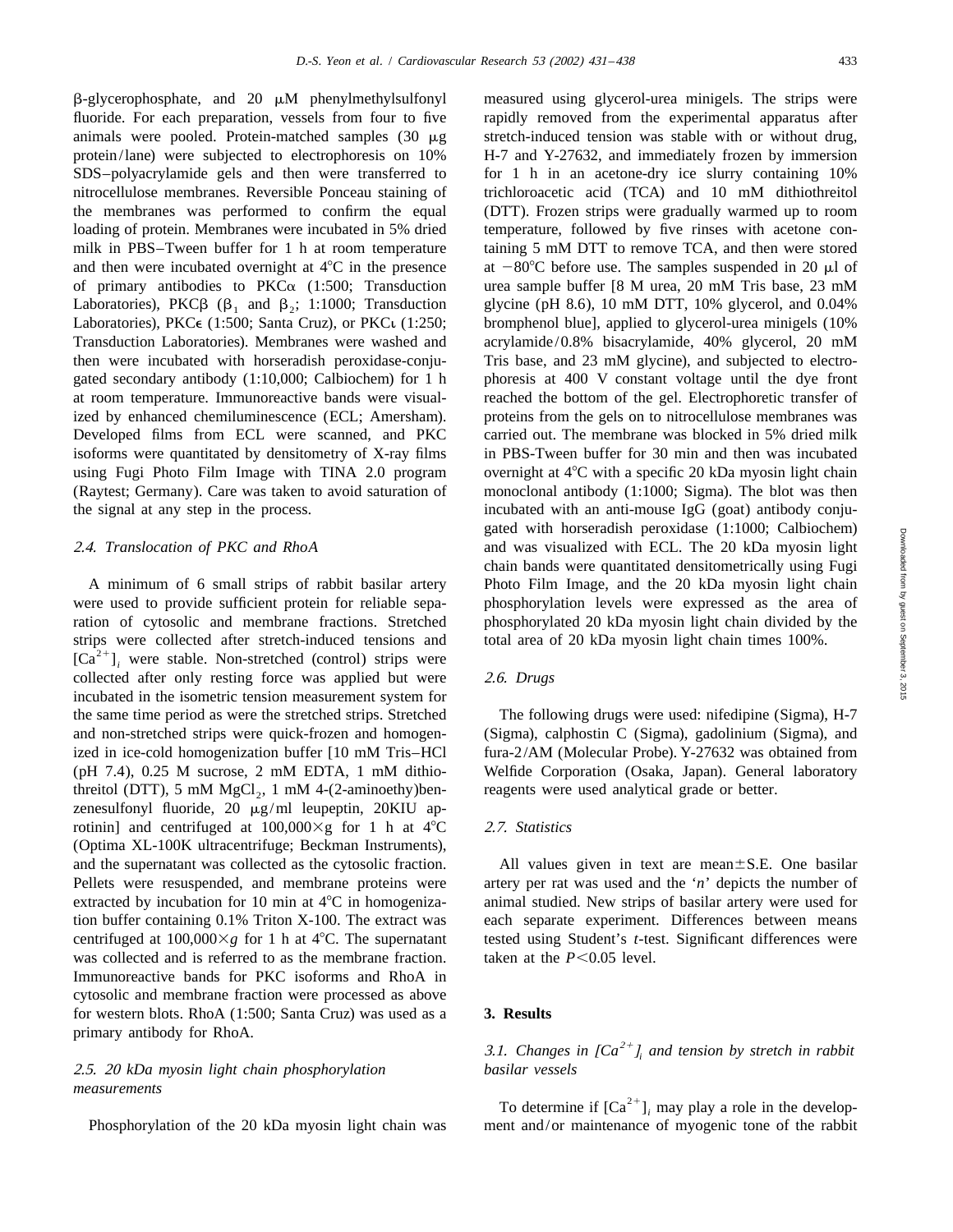β-glycerophosphate, and 20 μM phenylmethylsulfonyl fluoride. For each preparation, vessels from four to five animals were pooled. Protein-matched samples (30 μg protein/lane) were subjected to electrophoresis on 10% SDS–polyacrylamide gels and then were transferred to nitrocellulose membranes. Reversible Ponceau staining of the membranes was performed to confirm the equal loading of protein. Membranes were incubated in 5% dried milk in PBS–Tween buffer for 1 h at room temperature and then were incubated overnight at 4°C in the presence of primary antibodies to PKCα (1:500; Transduction Laboratories), PKCβ ($\beta_1$ and $\beta_2$; 1:1000; Transduction Laboratories), PKCε (1:500; Santa Cruz), or PKCι (1:250; Transduction Laboratories). Membranes were washed and then were incubated with horseradish peroxidase-conjugated secondary antibody (1:10,000; Calbiochem) for 1 h at room temperature. Immunoreactive bands were visualized by enhanced chemiluminescence (ECL; Amersham). Developed films from ECL were scanned, and PKC isoforms were quantitated by densitometry of X-ray films using Fugi Photo Film Image with TINA 2.0 program (Raytest; Germany). Care was taken to avoid saturation of the signal at any step in the process.

### *2.4. Translocation of PKC and RhoA*

A minimum of 6 small strips of rabbit basilar artery were used to provide sufficient protein for reliable separation of cytosolic and membrane fractions. Stretched strips were collected after stretch-induced tensions and $[Ca^{2+}]_i$ were stable. Non-stretched (control) strips were collected after only resting force was applied but were incubated in the isometric tension measurement system for the same time period as were the stretched strips. Stretched and non-stretched strips were quick-frozen and homogenized in ice-cold homogenization buffer [10 mM Tris–HCl (pH 7.4), 0.25 M sucrose, 2 mM EDTA, 1 mM dithiothreitol (DTT), 5 mM $MgCl_2$, 1 mM 4-(2-aminoethy)benzenesulfonyl fluoride, 20 μg/ml leupeptin, 20KIU aprotinin] and centrifuged at 100,000×g for 1 h at 4°C (Optima XL-100K ultracentrifuge; Beckman Instruments), and the supernatant was collected as the cytosolic fraction. Pellets were resuspended, and membrane proteins were extracted by incubation for 10 min at 4°C in homogenization buffer containing 0.1% Triton X-100. The extract was centrifuged at 100,000×*g* for 1 h at 4°C. The supernatant was collected and is referred to as the membrane fraction. Immunoreactive bands for PKC isoforms and RhoA in cytosolic and membrane fraction were processed as above for western blots. RhoA (1:500; Santa Cruz) was used as a primary antibody for RhoA.

### *2.5. 20 kDa myosin light chain phosphorylation measurements*

Phosphorylation of the 20 kDa myosin light chain was measured using glycerol-urea minigels. The strips were rapidly removed from the experimental apparatus after stretch-induced tension was stable with or without drug, H-7 and Y-27632, and immediately frozen by immersion for 1 h in an acetone-dry ice slurry containing 10% trichloroacetic acid (TCA) and 10 mM dithiothreitol (DTT). Frozen strips were gradually warmed up to room temperature, followed by five rinses with acetone containing 5 mM DTT to remove TCA, and then were stored at −80°C before use. The samples suspended in 20 μl of urea sample buffer [8 M urea, 20 mM Tris base, 23 mM glycine (pH 8.6), 10 mM DTT, 10% glycerol, and 0.04% bromphenol blue], applied to glycerol-urea minigels (10% acrylamide/0.8% bisacrylamide, 40% glycerol, 20 mM Tris base, and 23 mM glycine), and subjected to electrophoresis at 400 V constant voltage until the dye front reached the bottom of the gel. Electrophoretic transfer of proteins from the gels on to nitrocellulose membranes was carried out. The membrane was blocked in 5% dried milk in PBS-Tween buffer for 30 min and then was incubated overnight at 4°C with a specific 20 kDa myosin light chain monoclonal antibody (1:1000; Sigma). The blot was then incubated with an anti-mouse IgG (goat) antibody conjugated with horseradish peroxidase (1:1000; Calbiochem) and was visualized with ECL. The 20 kDa myosin light chain bands were quantitated densitometrically using Fugi Photo Film Image, and the 20 kDa myosin light chain phosphorylation levels were expressed as the area of phosphorylated 20 kDa myosin light chain divided by the total area of 20 kDa myosin light chain times 100%.

### *2.6. Drugs*

The following drugs were used: nifedipine (Sigma), H-7 (Sigma), calphostin C (Sigma), gadolinium (Sigma), and fura-2/AM (Molecular Probe). Y-27632 was obtained from Welfide Corporation (Osaka, Japan). General laboratory reagents were used analytical grade or better.

### *2.7. Statistics*

All values given in text are mean±S.E. One basilar artery per rat was used and the '*n*' depicts the number of animal studied. New strips of basilar artery were used for each separate experiment. Differences between means tested using Student's *t*-test. Significant differences were taken at the $P<0.05$ level.

## 3. Results

### *3.1. Changes in $[Ca^{2+}]_i$ and tension by stretch in rabbit basilar vessels*

To determine if $[Ca^{2+}]_i$ may play a role in the development and/or maintenance of myogenic tone of the rabbit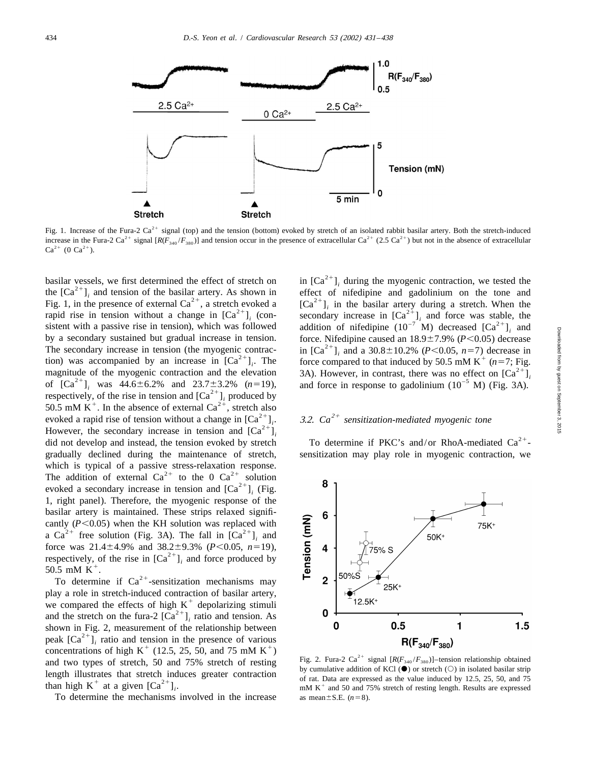Fig. 1. Increase of the Fura-2 $Ca^{2+}$ signal (top) and the tension (bottom) evoked by stretch of an isolated rabbit basilar artery. Both the stretch-induced increase in the Fura-2 $Ca^{2+}$ signal [$R(F_{340}/F_{380})$] and tension occur in the presence of extracellular $Ca^{2+}$ (2.5 $Ca^{2+}$) but not in the absence of extracellular $Ca^{2+}$ (0 $Ca^{2+}$).

basilar vessels, we first determined the effect of stretch on the $[Ca^{2+}]_i$ and tension of the basilar artery. As shown in Fig. 1, in the presence of external $Ca^{2+}$, a stretch evoked a rapid rise in tension without a change in $[Ca^{2+}]_i$ (consistent with a passive rise in tension), which was followed by a secondary sustained but gradual increase in tension. The secondary increase in tension (the myogenic contraction) was accompanied by an increase in $[Ca^{2+}]_i$. The magnitude of the myogenic contraction and the elevation of $[Ca^{2+}]_i$ was 44.6±6.2% and 23.7±3.2% ($n$=19), respectively, of the rise in tension and $[Ca^{2+}]_i$ produced by 50.5 mM $K^+$. In the absence of external $Ca^{2+}$, stretch also evoked a rapid rise of tension without a change in $[Ca^{2+}]_i$. However, the secondary increase in tension and $[Ca^{2+}]_i$ did not develop and instead, the tension evoked by stretch gradually declined during the maintenance of stretch, which is typical of a passive stress-relaxation response. The addition of external $Ca^{2+}$ to the 0 $Ca^{2+}$ solution evoked a secondary increase in tension and $[Ca^{2+}]_i$ (Fig. 1, right panel). Therefore, the myogenic response of the basilar artery is maintained. These strips relaxed significantly ($P<0.05$) when the KH solution was replaced with a $Ca^{2+}$ free solution (Fig. 3A). The fall in $[Ca^{2+}]_i$ and force was 21.4±4.9% and 38.2±9.3% ($P<0.05$, $n$=19), respectively, of the rise in $[Ca^{2+}]_i$ and force produced by 50.5 mM $K^+$.

To determine if $Ca^{2+}$-sensitization mechanisms may play a role in stretch-induced contraction of basilar artery, we compared the effects of high $K^+$ depolarizing stimuli and the stretch on the fura-2 $[Ca^{2+}]_i$ ratio and tension. As shown in Fig. 2, measurement of the relationship between peak $[Ca^{2+}]_i$ ratio and tension in the presence of various concentrations of high $K^+$ (12.5, 25, 50, and 75 mM $K^+$) and two types of stretch, 50 and 75% stretch of resting length illustrates that stretch induces greater contraction than high $K^+$ at a given $[Ca^{2+}]_i$.

To determine the mechanisms involved in the increase in $[Ca^{2+}]_i$ during the myogenic contraction, we tested the effect of nifedipine and gadolinium on the tone and $[Ca^{2+}]_i$ in the basilar artery during a stretch. When the secondary increase in $[Ca^{2+}]_i$ and force was stable, the addition of nifedipine ($10^{-7}$ M) decreased $[Ca^{2+}]_i$ and force. Nifedipine caused an 18.9±7.9% ($P<0.05$) decrease in $[Ca^{2+}]_i$ and a 30.8±10.2% ($P<0.05$, $n$=7) decrease in force compared to that induced by 50.5 mM $K^+$ ($n$=7; Fig. 3A). However, in contrast, there was no effect on $[Ca^{2+}]_i$ and force in response to gadolinium ($10^{-5}$ M) (Fig. 3A).

### 3.2. $Ca^{2+}$ sensitization-mediated myogenic tone

To determine if PKC's and/or RhoA-mediated $Ca^{2+}$-sensitization may play role in myogenic contraction, we

Fig. 2. Fura-2 $Ca^{2+}$ signal [$R(F_{340}/F_{380})$]–tension relationship obtained by cumulative addition of KCl (●) or stretch (○) in isolated basilar strip of rat. Data are expressed as the value induced by 12.5, 25, 50, and 75 mM $K^+$ and 50 and 75% stretch of resting length. Results are expressed as mean±S.E. ($n$=8).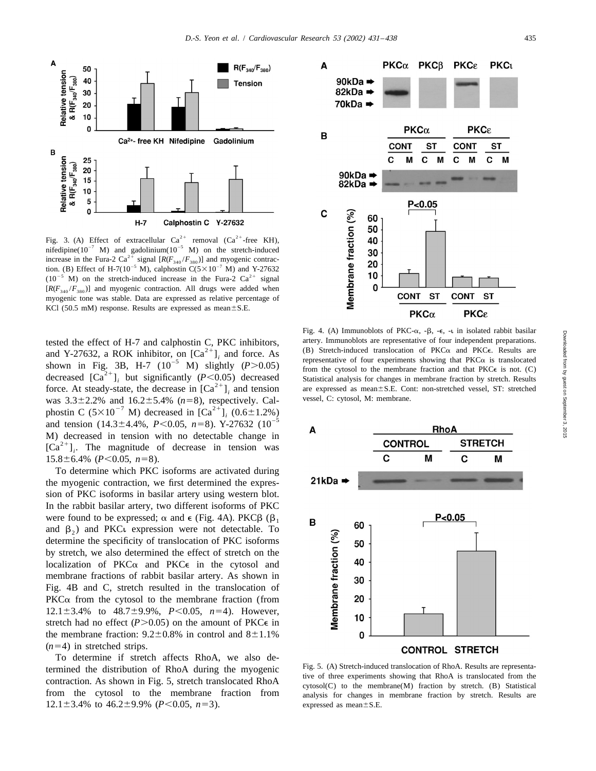Fig. 3. (A) Effect of extracellular $Ca^{2+}$ removal ($Ca^{2+}$-free KH), nifedipine($10^{-7}$ M) and gadolinium($10^{-5}$ M) on the stretch-induced increase in the Fura-2 $Ca^{2+}$ signal [$R(F_{340}/F_{380})$] and myogenic contraction. (B) Effect of H-7($10^{-5}$ M), calphostin C($5\times10^{-7}$ M) and Y-27632 ($10^{-5}$ M) on the stretch-induced increase in the Fura-2 $Ca^{2+}$ signal [$R(F_{340}/F_{380})$] and myogenic contraction. All drugs were added when myogenic tone was stable. Data are expressed as relative percentage of KCl (50.5 mM) response. Results are expressed as mean±S.E.

tested the effect of H-7 and calphostin C, PKC inhibitors, and Y-27632, a ROK inhibitor, on $[Ca^{2+}]_i$ and force. As shown in Fig. 3B, H-7 ($10^{-5}$ M) slightly ($P>0.05$) decreased $[Ca^{2+}]_i$ but significantly ($P<0.05$) decreased force. At steady-state, the decrease in $[Ca^{2+}]_i$ and tension was 3.3±2.2% and 16.2±5.4% ($n=8$), respectively. Calphostin C ($5\times10^{-7}$ M) decreased in $[Ca^{2+}]_i$ (0.6±1.2%) and tension (14.3±4.4%, $P<0.05$, $n=8$). Y-27632 ($10^{-5}$ M) decreased in tension with no detectable change in $[Ca^{2+}]_i$. The magnitude of decrease in tension was 15.8±6.4% ($P<0.05$, $n=8$).

To determine which PKC isoforms are activated during the myogenic contraction, we first determined the expression of PKC isoforms in basilar artery using western blot. In the rabbit basilar artery, two different isoforms of PKC were found to be expressed; α and ϵ (Fig. 4A). PKCβ ($\beta_1$ and $\beta_2$) and PKCι expression were not detectable. To determine the specificity of translocation of PKC isoforms by stretch, we also determined the effect of stretch on the localization of PKCα and PKCϵ in the cytosol and membrane fractions of rabbit basilar artery. As shown in Fig. 4B and C, stretch resulted in the translocation of PKCα from the cytosol to the membrane fraction (from 12.1±3.4% to 48.7±9.9%, $P<0.05$, $n=4$). However, stretch had no effect ($P>0.05$) on the amount of PKCϵ in the membrane fraction: 9.2±0.8% in control and 8±1.1% ($n=4$) in stretched strips.

To determine if stretch affects RhoA, we also determined the distribution of RhoA during the myogenic contraction. As shown in Fig. 5, stretch translocated RhoA from the cytosol to the membrane fraction from 12.1±3.4% to 46.2±9.9% ($P<0.05$, $n=3$).

Fig. 4. (A) Immunoblots of PKC-α, -β, -ϵ, -ι in isolated rabbit basilar artery. Immunoblots are representative of four independent preparations. (B) Stretch-induced translocation of PKCα and PKCϵ. Results are representative of four experiments showing that PKCα is translocated from the cytosol to the membrane fraction and that PKCϵ is not. (C) Statistical analysis for changes in membrane fraction by stretch. Results are expressed as mean±S.E. Cont: non-stretched vessel, ST: stretched vessel, C: cytosol, M: membrane.

Fig. 5. (A) Stretch-induced translocation of RhoA. Results are representative of three experiments showing that RhoA is translocated from the cytosol(C) to the membrane(M) fraction by stretch. (B) Statistical analysis for changes in membrane fraction by stretch. Results are expressed as mean±S.E.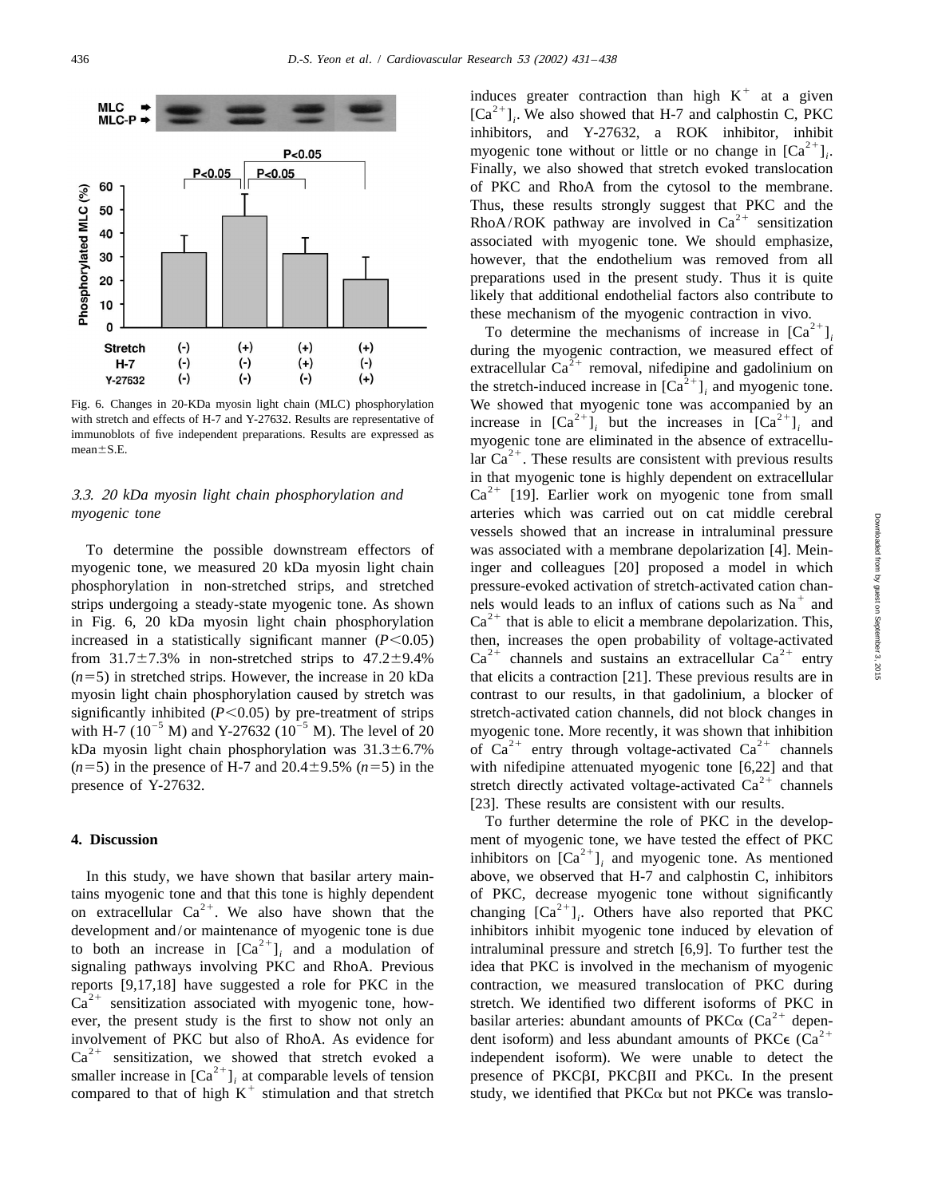Fig. 6. Changes in 20-KDa myosin light chain (MLC) phosphorylation with stretch and effects of H-7 and Y-27632. Results are representative of immunoblots of five independent preparations. Results are expressed as mean±S.E.

### 3.3. 20 kDa myosin light chain phosphorylation and myogenic tone

To determine the possible downstream effectors of myogenic tone, we measured 20 kDa myosin light chain phosphorylation in non-stretched strips, and stretched strips undergoing a steady-state myogenic tone. As shown in Fig. 6, 20 kDa myosin light chain phosphorylation increased in a statistically significant manner ($P<0.05$) from 31.7±7.3% in non-stretched strips to 47.2±9.4% ($n=5$) in stretched strips. However, the increase in 20 kDa myosin light chain phosphorylation caused by stretch was significantly inhibited ($P<0.05$) by pre-treatment of strips with H-7 ($10^{-5}$ M) and Y-27632 ($10^{-5}$ M). The level of 20 kDa myosin light chain phosphorylation was 31.3±6.7% ($n=5$) in the presence of H-7 and 20.4±9.5% ($n=5$) in the presence of Y-27632.

## 4. Discussion

In this study, we have shown that basilar artery maintains myogenic tone and that this tone is highly dependent on extracellular $Ca^{2+}$. We also have shown that the development and/or maintenance of myogenic tone is due to both an increase in $[Ca^{2+}]_i$ and a modulation of signaling pathways involving PKC and RhoA. Previous reports [9,17,18] have suggested a role for PKC in the $Ca^{2+}$ sensitization associated with myogenic tone, however, the present study is the first to show not only an involvement of PKC but also of RhoA. As evidence for $Ca^{2+}$ sensitization, we showed that stretch evoked a smaller increase in $[Ca^{2+}]_i$ at comparable levels of tension compared to that of high $K^+$ stimulation and that stretch induces greater contraction than high $K^+$ at a given $[Ca^{2+}]_i$. We also showed that H-7 and calphostin C, PKC inhibitors, and Y-27632, a ROK inhibitor, inhibit myogenic tone without or little or no change in $[Ca^{2+}]_i$. Finally, we also showed that stretch evoked translocation of PKC and RhoA from the cytosol to the membrane. Thus, these results strongly suggest that PKC and the RhoA/ROK pathway are involved in $Ca^{2+}$ sensitization associated with myogenic tone. We should emphasize, however, that the endothelium was removed from all preparations used in the present study. Thus it is quite likely that additional endothelial factors also contribute to these mechanism of the myogenic contraction in vivo.

To determine the mechanisms of increase in $[Ca^{2+}]_i$ during the myogenic contraction, we measured effect of extracellular $Ca^{2+}$ removal, nifedipine and gadolinium on the stretch-induced increase in $[Ca^{2+}]_i$ and myogenic tone. We showed that myogenic tone was accompanied by an increase in $[Ca^{2+}]_i$ but the increases in $[Ca^{2+}]_i$ and myogenic tone are eliminated in the absence of extracellular $Ca^{2+}$. These results are consistent with previous results in that myogenic tone is highly dependent on extracellular $Ca^{2+}$ [19]. Earlier work on myogenic tone from small arteries which was carried out on cat middle cerebral vessels showed that an increase in intraluminal pressure was associated with a membrane depolarization [4]. Meininger and colleagues [20] proposed a model in which pressure-evoked activation of stretch-activated cation channels would leads to an influx of cations such as $Na^+$ and $Ca^{2+}$ that is able to elicit a membrane depolarization. This, then, increases the open probability of voltage-activated $Ca^{2+}$ channels and sustains an extracellular $Ca^{2+}$ entry that elicits a contraction [21]. These previous results are in contrast to our results, in that gadolinium, a blocker of stretch-activated cation channels, did not block changes in myogenic tone. More recently, it was shown that inhibition of $Ca^{2+}$ entry through voltage-activated $Ca^{2+}$ channels with nifedipine attenuated myogenic tone [6,22] and that stretch directly activated voltage-activated $Ca^{2+}$ channels [23]. These results are consistent with our results.

To further determine the role of PKC in the development of myogenic tone, we have tested the effect of PKC inhibitors on $[Ca^{2+}]_i$ and myogenic tone. As mentioned above, we observed that H-7 and calphostin C, inhibitors of PKC, decrease myogenic tone without significantly changing $[Ca^{2+}]_i$. Others have also reported that PKC inhibitors inhibit myogenic tone induced by elevation of intraluminal pressure and stretch [6,9]. To further test the idea that PKC is involved in the mechanism of myogenic contraction, we measured translocation of PKC during stretch. We identified two different isoforms of PKC in basilar arteries: abundant amounts of PKCα ($Ca^{2+}$ dependent isoform) and less abundant amounts of PKCε ($Ca^{2+}$ independent isoform). We were unable to detect the presence of PKCβI, PKCβII and PKCι. In the present study, we identified that PKCα but not PKCε was translo-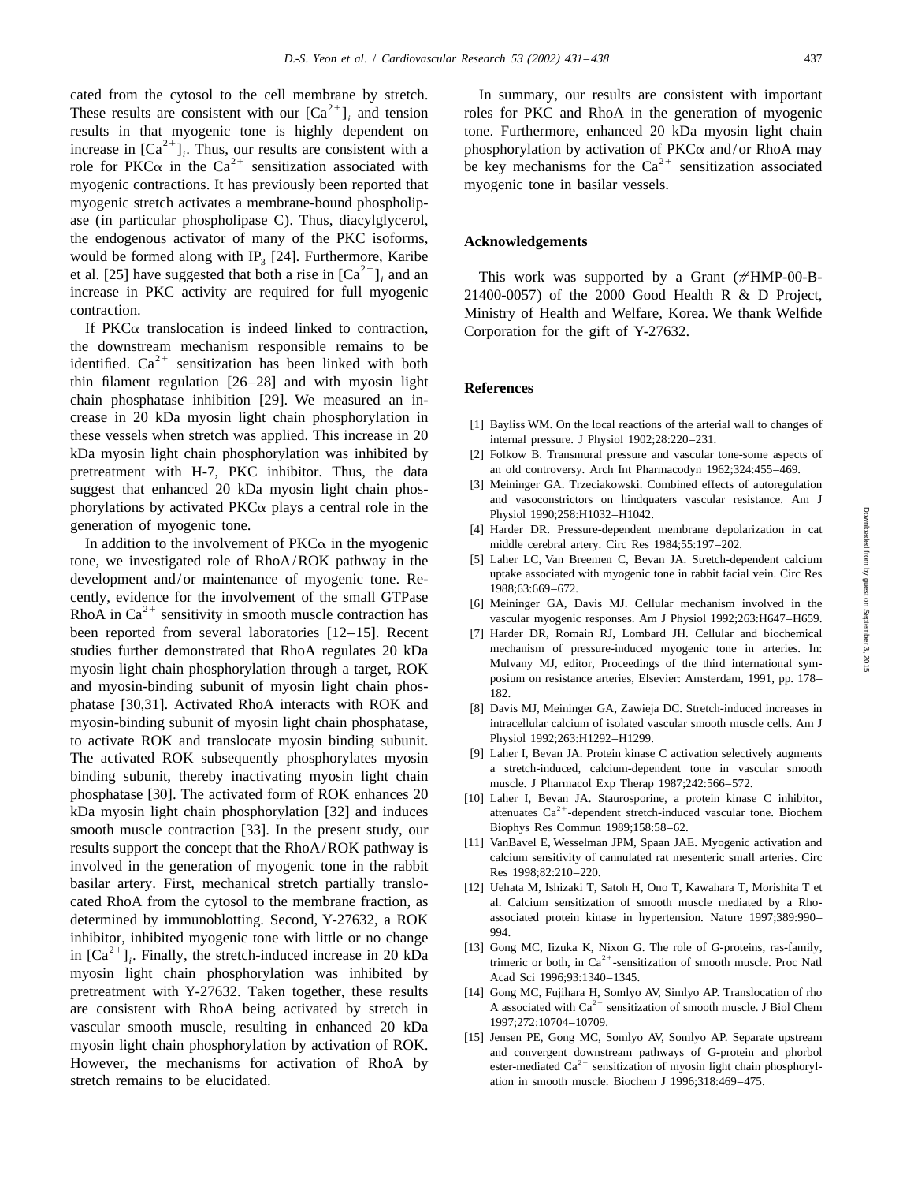cated from the cytosol to the cell membrane by stretch. These results are consistent with our $[Ca^{2+}]_i$ and tension results in that myogenic tone is highly dependent on increase in $[Ca^{2+}]_i$. Thus, our results are consistent with a role for PKCα in the $Ca^{2+}$ sensitization associated with myogenic contractions. It has previously been reported that myogenic stretch activates a membrane-bound phospholipase (in particular phospholipase C). Thus, diacylglycerol, the endogenous activator of many of the PKC isoforms, would be formed along with $IP_3$ [24]. Furthermore, Karibe et al. [25] have suggested that both a rise in $[Ca^{2+}]_i$ and an increase in PKC activity are required for full myogenic contraction.

If PKCα translocation is indeed linked to contraction, the downstream mechanism responsible remains to be identified. $Ca^{2+}$ sensitization has been linked with both thin filament regulation [26–28] and with myosin light chain phosphatase inhibition [29]. We measured an increase in 20 kDa myosin light chain phosphorylation in these vessels when stretch was applied. This increase in 20 kDa myosin light chain phosphorylation was inhibited by pretreatment with H-7, PKC inhibitor. Thus, the data suggest that enhanced 20 kDa myosin light chain phosphorylations by activated PKCα plays a central role in the generation of myogenic tone.

In addition to the involvement of PKCα in the myogenic tone, we investigated role of RhoA/ROK pathway in the development and/or maintenance of myogenic tone. Recently, evidence for the involvement of the small GTPase RhoA in $Ca^{2+}$ sensitivity in smooth muscle contraction has been reported from several laboratories [12–15]. Recent studies further demonstrated that RhoA regulates 20 kDa myosin light chain phosphorylation through a target, ROK and myosin-binding subunit of myosin light chain phosphatase [30,31]. Activated RhoA interacts with ROK and myosin-binding subunit of myosin light chain phosphatase, to activate ROK and translocate myosin binding subunit. The activated ROK subsequently phosphorylates myosin binding subunit, thereby inactivating myosin light chain phosphatase [30]. The activated form of ROK enhances 20 kDa myosin light chain phosphorylation [32] and induces smooth muscle contraction [33]. In the present study, our results support the concept that the RhoA/ROK pathway is involved in the generation of myogenic tone in the rabbit basilar artery. First, mechanical stretch partially translocated RhoA from the cytosol to the membrane fraction, as determined by immunoblotting. Second, Y-27632, a ROK inhibitor, inhibited myogenic tone with little or no change in $[Ca^{2+}]_i$. Finally, the stretch-induced increase in 20 kDa myosin light chain phosphorylation was inhibited by pretreatment with Y-27632. Taken together, these results are consistent with RhoA being activated by stretch in vascular smooth muscle, resulting in enhanced 20 kDa myosin light chain phosphorylation by activation of ROK. However, the mechanisms for activation of RhoA by stretch remains to be elucidated.

In summary, our results are consistent with important roles for PKC and RhoA in the generation of myogenic tone. Furthermore, enhanced 20 kDa myosin light chain phosphorylation by activation of PKCα and/or RhoA may be key mechanisms for the $Ca^{2+}$ sensitization associated myogenic tone in basilar vessels.

## Acknowledgements

This work was supported by a Grant (#HMP-00-B-21400-0057) of the 2000 Good Health R & D Project, Ministry of Health and Welfare, Korea. We thank Welfide Corporation for the gift of Y-27632.

## References

[1] Bayliss WM. On the local reactions of the arterial wall to changes of internal pressure. J Physiol 1902;28:220–231.

[2] Folkow B. Transmural pressure and vascular tone-some aspects of an old controversy. Arch Int Pharmacodyn 1962;324:455–469.

[3] Meininger GA. Trzeciakowski. Combined effects of autoregulation and vasoconstrictors on hindquaters vascular resistance. Am J Physiol 1990;258:H1032–H1042.

[4] Harder DR. Pressure-dependent membrane depolarization in cat middle cerebral artery. Circ Res 1984;55:197–202.

[5] Laher LC, Van Breemen C, Bevan JA. Stretch-dependent calcium uptake associated with myogenic tone in rabbit facial vein. Circ Res 1988;63:669–672.

[6] Meininger GA, Davis MJ. Cellular mechanism involved in the vascular myogenic responses. Am J Physiol 1992;263:H647–H659.

[7] Harder DR, Romain RJ, Lombard JH. Cellular and biochemical mechanism of pressure-induced myogenic tone in arteries. In: Mulvany MJ, editor, Proceedings of the third international symposium on resistance arteries, Elsevier: Amsterdam, 1991, pp. 178–182.

[8] Davis MJ, Meininger GA, Zawieja DC. Stretch-induced increases in intracellular calcium of isolated vascular smooth muscle cells. Am J Physiol 1992;263:H1292–H1299.

[9] Laher I, Bevan JA. Protein kinase C activation selectively augments a stretch-induced, calcium-dependent tone in vascular smooth muscle. J Pharmacol Exp Therap 1987;242:566–572.

[10] Laher I, Bevan JA. Staurosporine, a protein kinase C inhibitor, attenuates $Ca^{2+}$-dependent stretch-induced vascular tone. Biochem Biophys Res Commun 1989;158:58–62.

[11] VanBavel E, Wesselman JPM, Spaan JAE. Myogenic activation and calcium sensitivity of cannulated rat mesenteric small arteries. Circ Res 1998;82:210–220.

[12] Uehata M, Ishizaki T, Satoh H, Ono T, Kawahara T, Morishita T et al. Calcium sensitization of smooth muscle mediated by a Rho-associated protein kinase in hypertension. Nature 1997;389:990–994.

[13] Gong MC, Iizuka K, Nixon G. The role of G-proteins, ras-family, trimeric or both, in $Ca^{2+}$-sensitization of smooth muscle. Proc Natl Acad Sci 1996;93:1340–1345.

[14] Gong MC, Fujihara H, Somlyo AV, Simlyo AP. Translocation of rho A associated with $Ca^{2+}$ sensitization of smooth muscle. J Biol Chem 1997;272:10704–10709.

[15] Jensen PE, Gong MC, Somlyo AV, Somlyo AP. Separate upstream and convergent downstream pathways of G-protein and phorbol ester-mediated $Ca^{2+}$ sensitization of myosin light chain phosphorylation in smooth muscle. Biochem J 1996;318:469–475.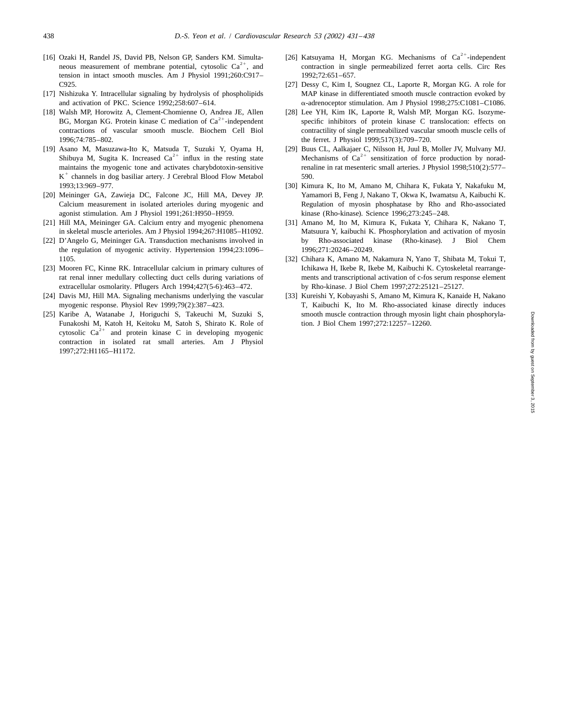[16] Ozaki H, Randel JS, David PB, Nelson GP, Sanders KM. Simultaneous measurement of membrane potential, cytosolic $Ca^{2+}$, and tension in intact smooth muscles. Am J Physiol 1991;260:C917–C925.

[17] Nishizuka Y. Intracellular signaling by hydrolysis of phospholipids and activation of PKC. Science 1992;258:607–614.

[18] Walsh MP, Horowitz A, Clement-Chomienne O, Andrea JE, Allen BG, Morgan KG. Protein kinase C mediation of $Ca^{2+}$-independent contractions of vascular smooth muscle. Biochem Cell Biol 1996;74:785–802.

[19] Asano M, Masuzawa-Ito K, Matsuda T, Suzuki Y, Oyama H, Shibuya M, Sugita K. Increased $Ca^{2+}$ influx in the resting state maintains the myogenic tone and activates charybdotoxin-sensitive $K^+$ channels in dog basiliar artery. J Cerebral Blood Flow Metabol 1993;13:969–977.

[20] Meininger GA, Zawieja DC, Falcone JC, Hill MA, Devey JP. Calcium measurement in isolated arterioles during myogenic and agonist stimulation. Am J Physiol 1991;261:H950–H959.

[21] Hill MA, Meininger GA. Calcium entry and myogenic phenomena in skeletal muscle arterioles. Am J Physiol 1994;267:H1085–H1092.

[22] D'Angelo G, Meininger GA. Transduction mechanisms involved in the regulation of myogenic activity. Hypertension 1994;23:1096–1105.

[23] Mooren FC, Kinne RK. Intracellular calcium in primary cultures of rat renal inner medullary collecting duct cells during variations of extracellular osmolarity. Pflugers Arch 1994;427(5-6):463–472.

[24] Davis MJ, Hill MA. Signaling mechanisms underlying the vascular myogenic response. Physiol Rev 1999;79(2):387–423.

[25] Karibe A, Watanabe J, Horiguchi S, Takeuchi M, Suzuki S, Funakoshi M, Katoh H, Keitoku M, Satoh S, Shirato K. Role of cytosolic $Ca^{2+}$ and protein kinase C in developing myogenic contraction in isolated rat small arteries. Am J Physiol 1997;272:H1165–H1172.

[26] Katsuyama H, Morgan KG. Mechanisms of $Ca^{2+}$-independent contraction in single permeabilized ferret aorta cells. Circ Res 1992;72:651–657.

[27] Dessy C, Kim I, Sougnez CL, Laporte R, Morgan KG. A role for MAP kinase in differentiated smooth muscle contraction evoked by α-adrenoceptor stimulation. Am J Physiol 1998;275:C1081–C1086.

[28] Lee YH, Kim IK, Laporte R, Walsh MP, Morgan KG. Isozyme-specific inhibitors of protein kinase C translocation: effects on contractility of single permeabilized vascular smooth muscle cells of the ferret. J Physiol 1999;517(3):709–720.

[29] Buus CL, Aalkajaer C, Nilsson H, Juul B, Moller JV, Mulvany MJ. Mechanisms of $Ca^{2+}$ sensitization of force production by noradrenaline in rat mesenteric small arteries. J Physiol 1998;510(2):577–590.

[30] Kimura K, Ito M, Amano M, Chihara K, Fukata Y, Nakafuku M, Yamamori B, Feng J, Nakano T, Okwa K, Iwamatsu A, Kaibuchi K. Regulation of myosin phosphatase by Rho and Rho-associated kinase (Rho-kinase). Science 1996;273:245–248.

[31] Amano M, Ito M, Kimura K, Fukata Y, Chihara K, Nakano T, Matsuura Y, kaibuchi K. Phosphorylation and activation of myosin by Rho-associated kinase (Rho-kinase). J Biol Chem 1996;271:20246–20249.

[32] Chihara K, Amano M, Nakamura N, Yano T, Shibata M, Tokui T, Ichikawa H, Ikebe R, Ikebe M, Kaibuchi K. Cytoskeletal rearrangements and transcriptional activation of c-fos serum response element by Rho-kinase. J Biol Chem 1997;272:25121–25127.

[33] Kureishi Y, Kobayashi S, Amano M, Kimura K, Kanaide H, Nakano T, Kaibuchi K, Ito M. Rho-associated kinase directly induces smooth muscle contraction through myosin light chain phosphorylation. J Biol Chem 1997;272:12257–12260.